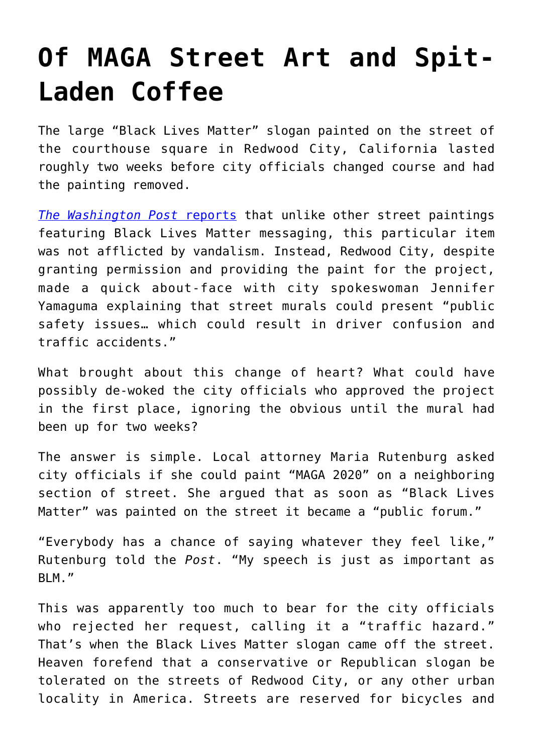# Of MAGA Street Art and Spit-Laden Coffee

The large "Black Lives Matter" slogan painted on the street of the courthouse square in Redwood City, California lasted roughly two weeks before city officials changed course and had the painting removed.

[*The Washington Post* reports] that unlike other street paintings featuring Black Lives Matter messaging, this particular item was not afflicted by vandalism. Instead, Redwood City, despite granting permission and providing the paint for the project, made a quick about-face with city spokeswoman Jennifer Yamaguma explaining that street murals could present "public safety issues… which could result in driver confusion and traffic accidents."

What brought about this change of heart? What could have possibly de-woked the city officials who approved the project in the first place, ignoring the obvious until the mural had been up for two weeks?

The answer is simple. Local attorney Maria Rutenburg asked city officials if she could paint "MAGA 2020" on a neighboring section of street. She argued that as soon as "Black Lives Matter" was painted on the street it became a "public forum."

"Everybody has a chance of saying whatever they feel like," Rutenburg told the *Post*. "My speech is just as important as BLM."

This was apparently too much to bear for the city officials who rejected her request, calling it a "traffic hazard." That's when the Black Lives Matter slogan came off the street. Heaven forefend that a conservative or Republican slogan be tolerated on the streets of Redwood City, or any other urban locality in America. Streets are reserved for bicycles and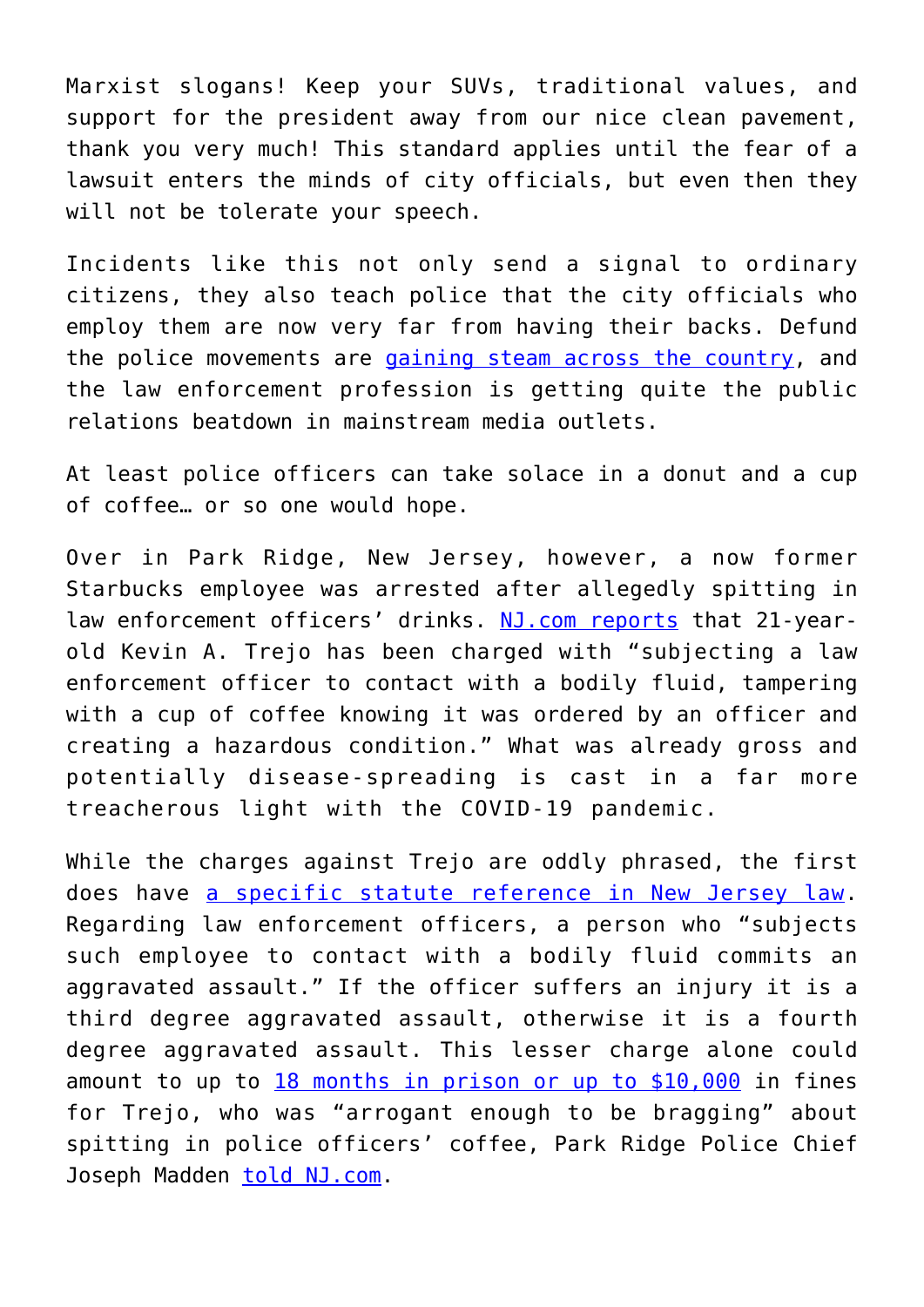Marxist slogans! Keep your SUVs, traditional values, and support for the president away from our nice clean pavement, thank you very much! This standard applies until the fear of a lawsuit enters the minds of city officials, but even then they will not be tolerate your speech.

Incidents like this not only send a signal to ordinary citizens, they also teach police that the city officials who employ them are now very far from having their backs. Defund the police movements are gaining steam across the country, and the law enforcement profession is getting quite the public relations beatdown in mainstream media outlets.

At least police officers can take solace in a donut and a cup of coffee… or so one would hope.

Over in Park Ridge, New Jersey, however, a now former Starbucks employee was arrested after allegedly spitting in law enforcement officers' drinks. NJ.com reports that 21-year-old Kevin A. Trejo has been charged with "subjecting a law enforcement officer to contact with a bodily fluid, tampering with a cup of coffee knowing it was ordered by an officer and creating a hazardous condition." What was already gross and potentially disease-spreading is cast in a far more treacherous light with the COVID-19 pandemic.

While the charges against Trejo are oddly phrased, the first does have a specific statute reference in New Jersey law. Regarding law enforcement officers, a person who "subjects such employee to contact with a bodily fluid commits an aggravated assault." If the officer suffers an injury it is a third degree aggravated assault, otherwise it is a fourth degree aggravated assault. This lesser charge alone could amount to up to 18 months in prison or up to $10,000 in fines for Trejo, who was "arrogant enough to be bragging" about spitting in police officers' coffee, Park Ridge Police Chief Joseph Madden told NJ.com.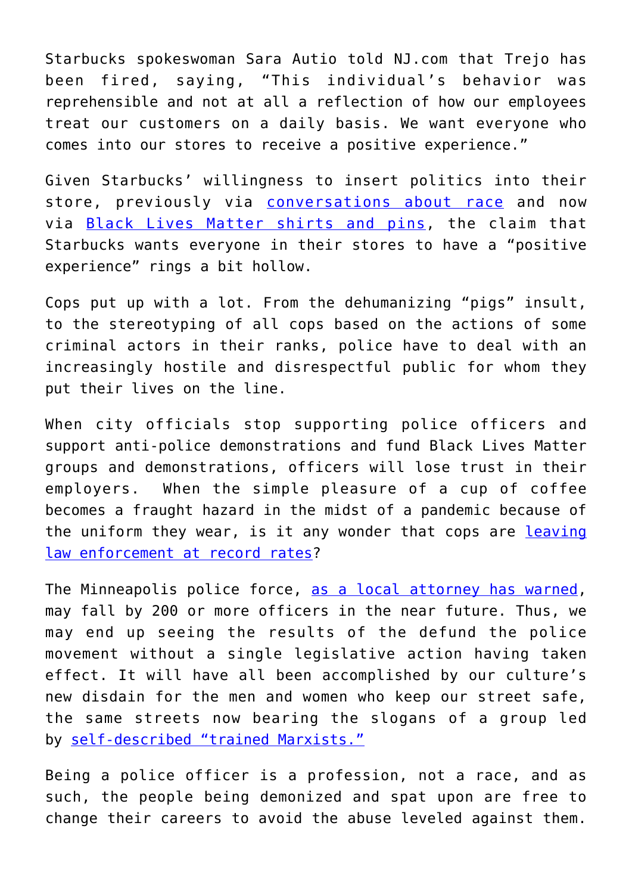Starbucks spokeswoman Sara Autio told NJ.com that Trejo has been fired, saying, "This individual's behavior was reprehensible and not at all a reflection of how our employees treat our customers on a daily basis. We want everyone who comes into our stores to receive a positive experience."

Given Starbucks' willingness to insert politics into their store, previously via [conversations about race]() and now via [Black Lives Matter shirts and pins](), the claim that Starbucks wants everyone in their stores to have a "positive experience" rings a bit hollow.

Cops put up with a lot. From the dehumanizing "pigs" insult, to the stereotyping of all cops based on the actions of some criminal actors in their ranks, police have to deal with an increasingly hostile and disrespectful public for whom they put their lives on the line.

When city officials stop supporting police officers and support anti-police demonstrations and fund Black Lives Matter groups and demonstrations, officers will lose trust in their employers. When the simple pleasure of a cup of coffee becomes a fraught hazard in the midst of a pandemic because of the uniform they wear, is it any wonder that cops are [leaving law enforcement at record rates]()?

The Minneapolis police force, [as a local attorney has warned](), may fall by 200 or more officers in the near future. Thus, we may end up seeing the results of the defund the police movement without a single legislative action having taken effect. It will have all been accomplished by our culture's new disdain for the men and women who keep our street safe, the same streets now bearing the slogans of a group led by [self-described "trained Marxists."]()

Being a police officer is a profession, not a race, and as such, the people being demonized and spat upon are free to change their careers to avoid the abuse leveled against them.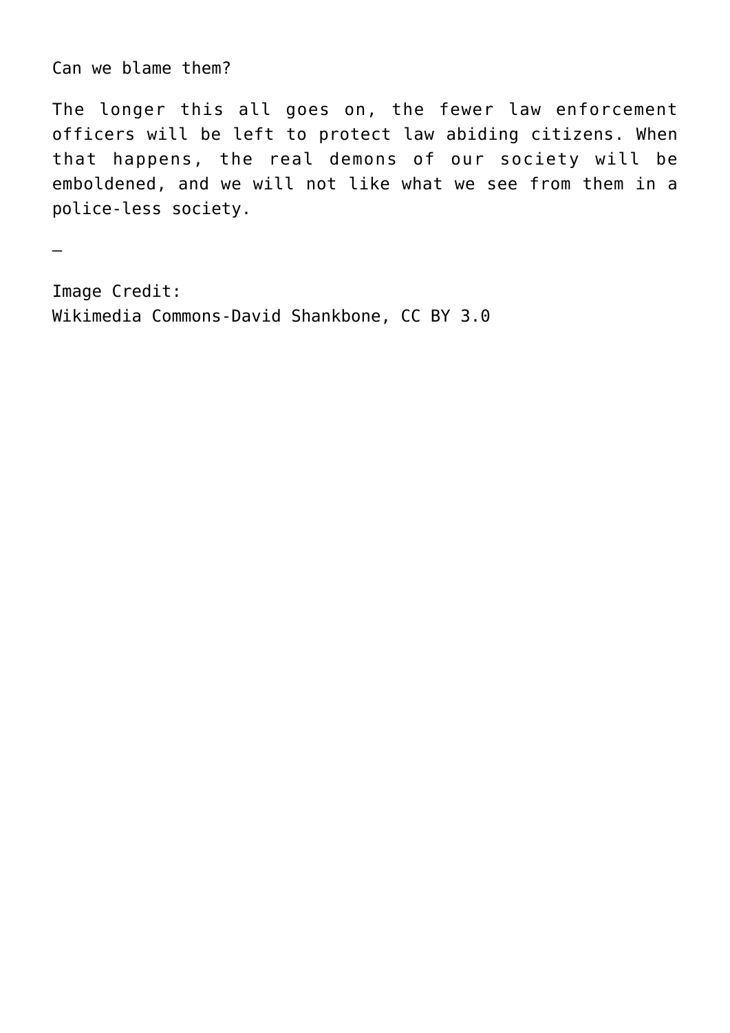Can we blame them?

The longer this all goes on, the fewer law enforcement officers will be left to protect law abiding citizens. When that happens, the real demons of our society will be emboldened, and we will not like what we see from them in a police-less society.

—

Image Credit:
Wikimedia Commons-David Shankbone, CC BY 3.0